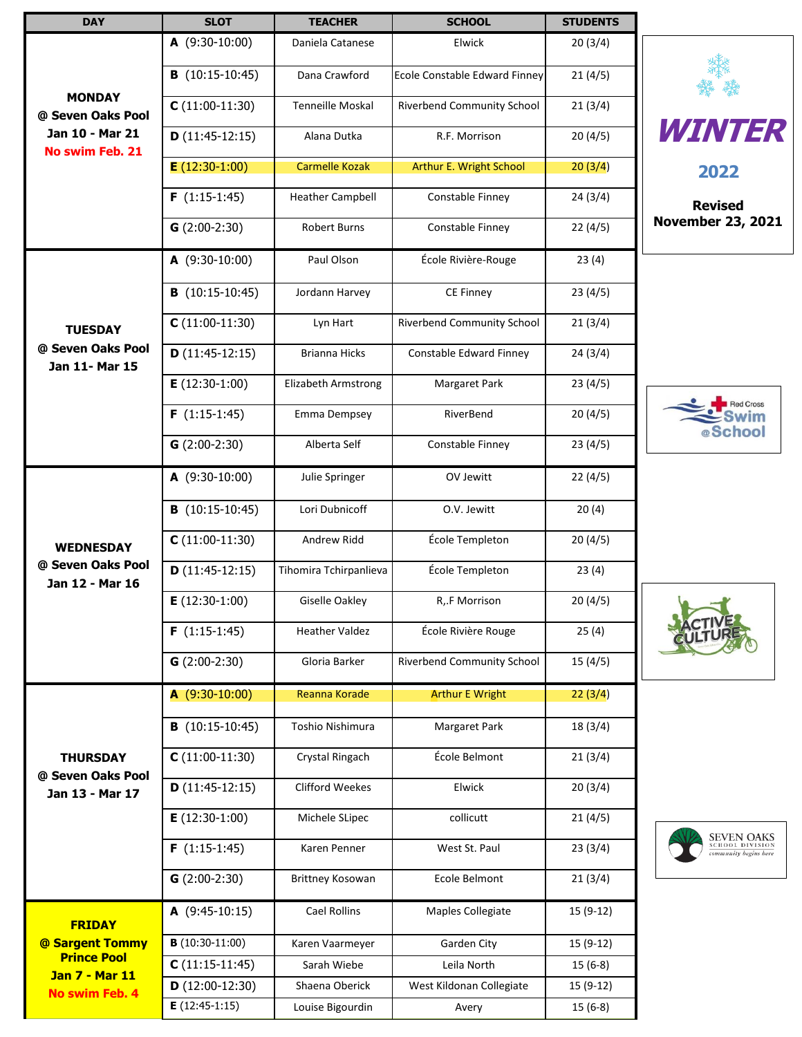| DAY | SLOT | TEACHER | SCHOOL | STUDENTS |
|---|---|---|---|---|
| **MONDAY @ Seven Oaks Pool Jan 10 - Mar 21** **No swim Feb. 21** | **A** (9:30-10:00) | Daniela Catanese | Elwick | 20 (3/4) |
| | **B** (10:15-10:45) | Dana Crawford | Ecole Constable Edward Finney | 21 (4/5) |
| | **C** (11:00-11:30) | Tenneille Moskal | Riverbend Community School | 21 (3/4) |
| | **D** (11:45-12:15) | Alana Dutka | R.F. Morrison | 20 (4/5) |
| | **E** (12:30-1:00) | Carmelle Kozak | Arthur E. Wright School | 20 (3/4) |
| | **F** (1:15-1:45) | Heather Campbell | Constable Finney | 24 (3/4) |
| | **G** (2:00-2:30) | Robert Burns | Constable Finney | 22 (4/5) |
| **TUESDAY @ Seven Oaks Pool Jan 11- Mar 15** | **A** (9:30-10:00) | Paul Olson | École Rivière-Rouge | 23 (4) |
| | **B** (10:15-10:45) | Jordann Harvey | CE Finney | 23 (4/5) |
| | **C** (11:00-11:30) | Lyn Hart | Riverbend Community School | 21 (3/4) |
| | **D** (11:45-12:15) | Brianna Hicks | Constable Edward Finney | 24 (3/4) |
| | **E** (12:30-1:00) | Elizabeth Armstrong | Margaret Park | 23 (4/5) |
| | **F** (1:15-1:45) | Emma Dempsey | RiverBend | 20 (4/5) |
| | **G** (2:00-2:30) | Alberta Self | Constable Finney | 23 (4/5) |
| **WEDNESDAY @ Seven Oaks Pool Jan 12 - Mar 16** | **A** (9:30-10:00) | Julie Springer | OV Jewitt | 22 (4/5) |
| | **B** (10:15-10:45) | Lori Dubnicoff | O.V. Jewitt | 20 (4) |
| | **C** (11:00-11:30) | Andrew Ridd | École Templeton | 20 (4/5) |
| | **D** (11:45-12:15) | Tihomira Tchirpanlieva | École Templeton | 23 (4) |
| | **E** (12:30-1:00) | Giselle Oakley | R,.F Morrison | 20 (4/5) |
| | **F** (1:15-1:45) | Heather Valdez | École Rivière Rouge | 25 (4) |
| | **G** (2:00-2:30) | Gloria Barker | Riverbend Community School | 15 (4/5) |
| **THURSDAY @ Seven Oaks Pool Jan 13 - Mar 17** | **A** (9:30-10:00) | Reanna Korade | Arthur E Wright | 22 (3/4) |
| | **B** (10:15-10:45) | Toshio Nishimura | Margaret Park | 18 (3/4) |
| | **C** (11:00-11:30) | Crystal Ringach | École Belmont | 21 (3/4) |
| | **D** (11:45-12:15) | Clifford Weekes | Elwick | 20 (3/4) |
| | **E** (12:30-1:00) | Michele SLipec | collicutt | 21 (4/5) |
| | **F** (1:15-1:45) | Karen Penner | West St. Paul | 23 (3/4) |
| | **G** (2:00-2:30) | Brittney Kosowan | Ecole Belmont | 21 (3/4) |
| **FRIDAY @ Sargent Tommy Prince Pool Jan 7 - Mar 11** **No swim Feb. 4** | **A** (9:45-10:15) | Cael Rollins | Maples Collegiate | 15 (9-12) |
| | **B** (10:30-11:00) | Karen Vaarmeyer | Garden City | 15 (9-12) |
| | **C** (11:15-11:45) | Sarah Wiebe | Leila North | 15 (6-8) |
| | **D** (12:00-12:30) | Shaena Oberick | West Kildonan Collegiate | 15 (9-12) |
| | **E** (12:45-1:15) | Louise Bigourdin | Avery | 15 (6-8) |

**WINTER 2022**

**Revised November 23, 2021**

Red Cross Swim @School

ACTIVE CULTURE

SEVEN OAKS SCHOOL DIVISION *community begins here*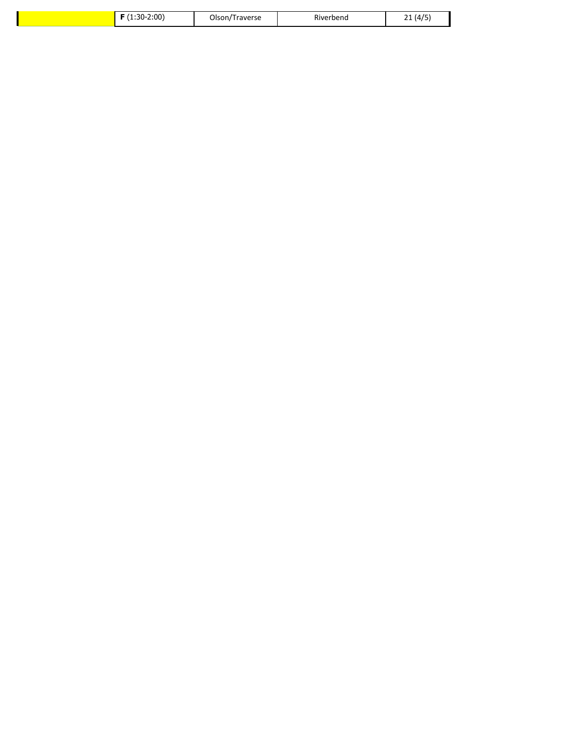| | | | | |
|---|---|---|---|---|
| | **F** (1:30-2:00) | Olson/Traverse | Riverbend | 21 (4/5) |